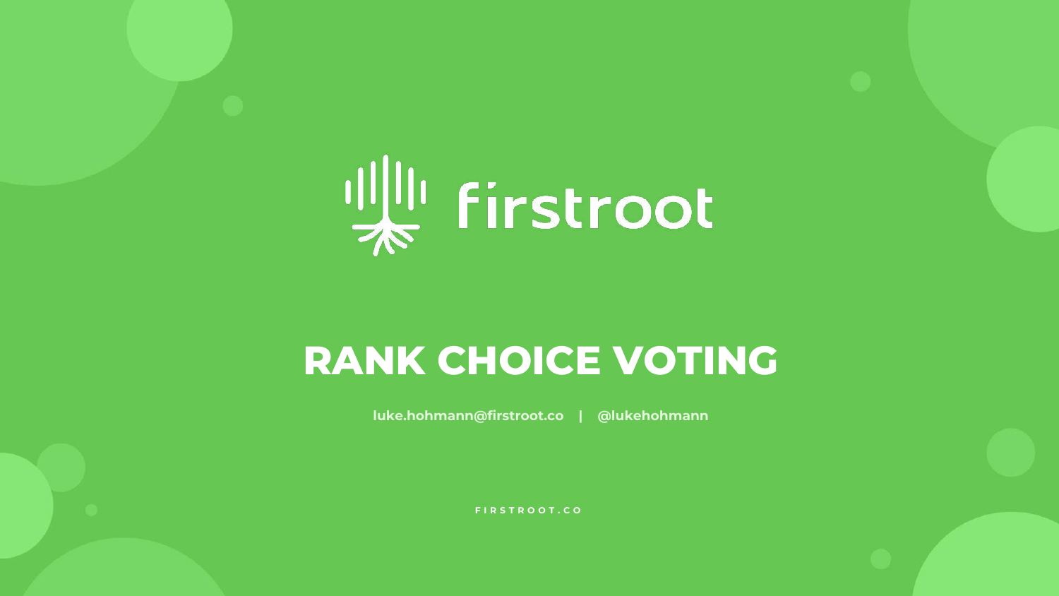firstroot

# RANK CHOICE VOTING

luke.hohmann@firstroot.co | @lukehohmann

FIRSTROOT.CO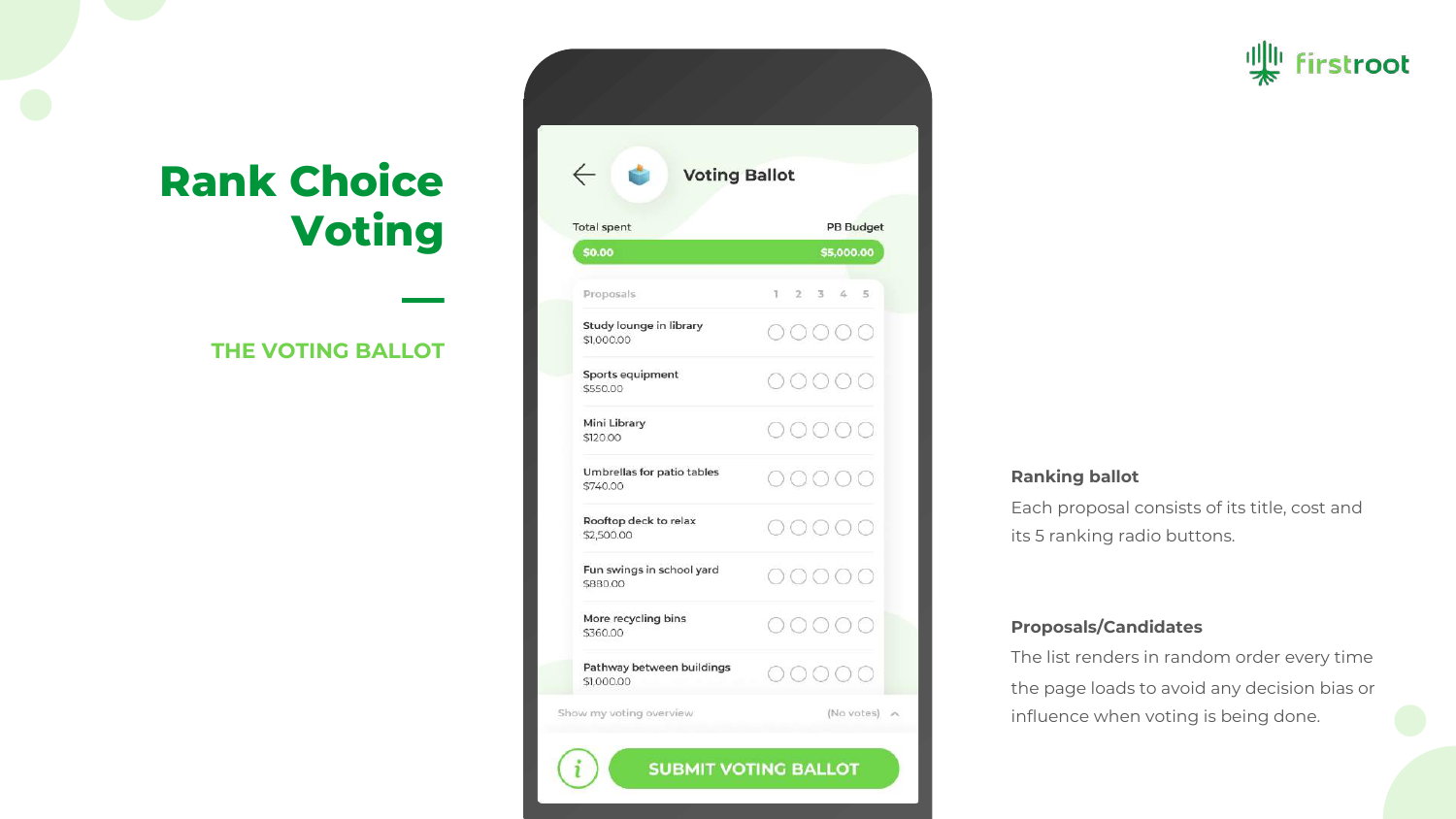# Rank Choice Voting

## THE VOTING BALLOT

Voting Ballot

Total spent — PB Budget

$0.00 — $5,000.00

| Proposals | 1 | 2 | 3 | 4 | 5 |
|---|---|---|---|---|---|
| Study lounge in library<br>$1,000.00 | ○ | ○ | ○ | ○ | ○ |
| Sports equipment<br>$550.00 | ○ | ○ | ○ | ○ | ○ |
| Mini Library<br>$120.00 | ○ | ○ | ○ | ○ | ○ |
| Umbrellas for patio tables<br>$740.00 | ○ | ○ | ○ | ○ | ○ |
| Rooftop deck to relax<br>$2,500.00 | ○ | ○ | ○ | ○ | ○ |
| Fun swings in school yard<br>$880.00 | ○ | ○ | ○ | ○ | ○ |
| More recycling bins<br>$360.00 | ○ | ○ | ○ | ○ | ○ |
| Pathway between buildings<br>$1,000.00 | ○ | ○ | ○ | ○ | ○ |

Show my voting overview (No votes)

SUBMIT VOTING BALLOT

**Ranking ballot**

Each proposal consists of its title, cost and its 5 ranking radio buttons.

**Proposals/Candidates**

The list renders in random order every time the page loads to avoid any decision bias or influence when voting is being done.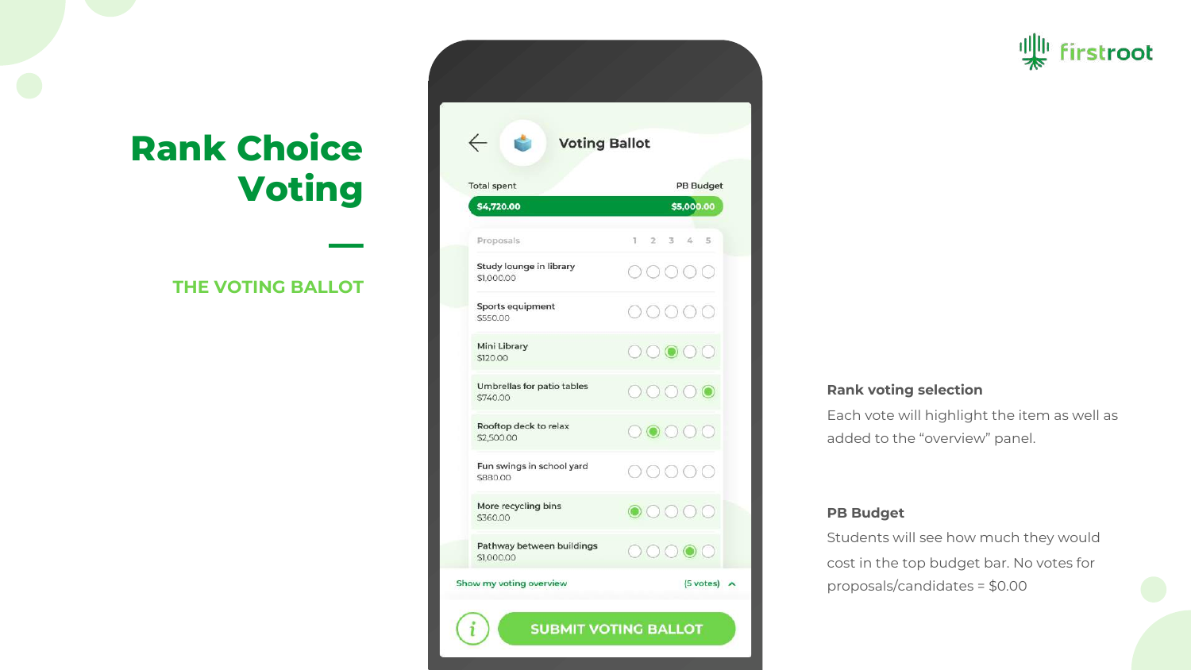# Rank Choice Voting

## THE VOTING BALLOT

Voting Ballot

Total spent — PB Budget

$4,720.00 — $5,000.00

| Proposals | 1 | 2 | 3 | 4 | 5 |
|---|---|---|---|---|---|
| Study lounge in library<br>$1,000.00 | ○ | ○ | ○ | ○ | ○ |
| Sports equipment<br>$550.00 | ○ | ○ | ○ | ○ | ○ |
| Mini Library<br>$120.00 | ○ | ○ | ● | ○ | ○ |
| Umbrellas for patio tables<br>$740.00 | ○ | ○ | ○ | ○ | ● |
| Rooftop deck to relax<br>$2,500.00 | ○ | ● | ○ | ○ | ○ |
| Fun swings in school yard<br>$880.00 | ○ | ○ | ○ | ○ | ○ |
| More recycling bins<br>$360.00 | ● | ○ | ○ | ○ | ○ |
| Pathway between buildings<br>$1,000.00 | ○ | ○ | ○ | ● | ○ |

Show my voting overview (5 votes)

SUBMIT VOTING BALLOT

**Rank voting selection**

Each vote will highlight the item as well as added to the "overview" panel.

**PB Budget**

Students will see how much they would cost in the top budget bar. No votes for proposals/candidates = $0.00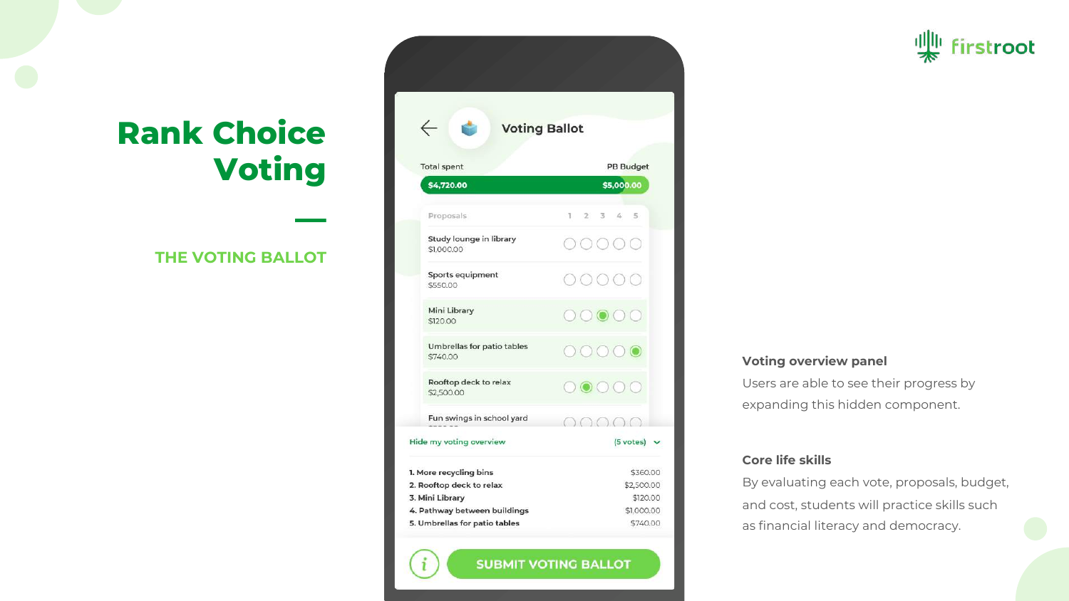# Rank Choice Voting

## THE VOTING BALLOT

**Voting Ballot**

Total spent: $4,720.00 | PB Budget: $5,000.00

| Proposals | 1 | 2 | 3 | 4 | 5 |
|---|---|---|---|---|---|
| Study lounge in library $1,000.00 | ○ | ○ | ○ | ○ | ○ |
| Sports equipment $550.00 | ○ | ○ | ○ | ○ | ○ |
| Mini Library $120.00 | ○ | ○ | ● | ○ | ○ |
| Umbrellas for patio tables $740.00 | ○ | ○ | ○ | ○ | ● |
| Rooftop deck to relax $2,500.00 | ○ | ● | ○ | ○ | ○ |
| Fun swings in school yard | ○ | ○ | ○ | ○ | ○ |

Hide my voting overview (5 votes)

| Rank | Cost |
|---|---|
| 1. More recycling bins | $360.00 |
| 2. Rooftop deck to relax | $2,500.00 |
| 3. Mini Library | $120.00 |
| 4. Pathway between buildings | $1,000.00 |
| 5. Umbrellas for patio tables | $740.00 |

SUBMIT VOTING BALLOT

**Voting overview panel**

Users are able to see their progress by expanding this hidden component.

**Core life skills**

By evaluating each vote, proposals, budget, and cost, students will practice skills such as financial literacy and democracy.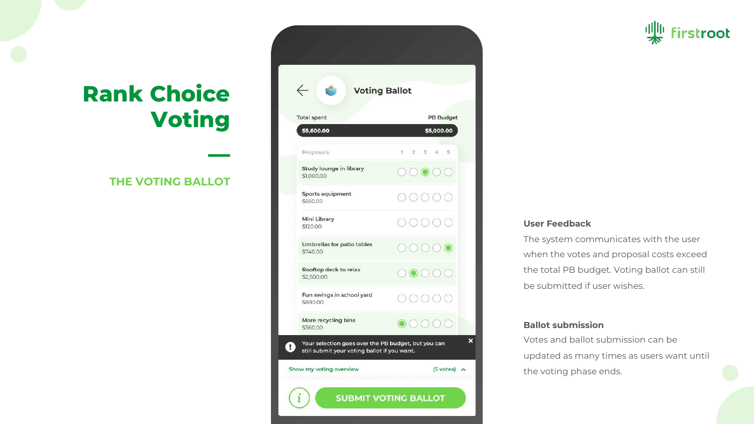# Rank Choice Voting

## THE VOTING BALLOT

**Voting Ballot**

Total spent: $5,600.00

PB Budget: $5,000.00

| Proposals | 1 | 2 | 3 | 4 | 5 |
|---|---|---|---|---|---|
| Study lounge in library<br>$1,000.00 | | | ● | | |
| Sports equipment<br>$550.00 | | | | | |
| Mini Library<br>$120.00 | | | | | |
| Umbrellas for patio tables<br>$740.00 | | | | | ● |
| Rooftop deck to relax<br>$2,500.00 | | ● | | | |
| Fun swings in school yard<br>$880.00 | | | | | |
| More recycling bins<br>$360.00 | ● | | | | |

Your selection goes over the PB budget, but you can still submit your voting ballot if you want.

Show my voting overview (5 votes)

SUBMIT VOTING BALLOT

**User Feedback**

The system communicates with the user when the votes and proposal costs exceed the total PB budget. Voting ballot can still be submitted if user wishes.

**Ballot submission**

Votes and ballot submission can be updated as many times as users want until the voting phase ends.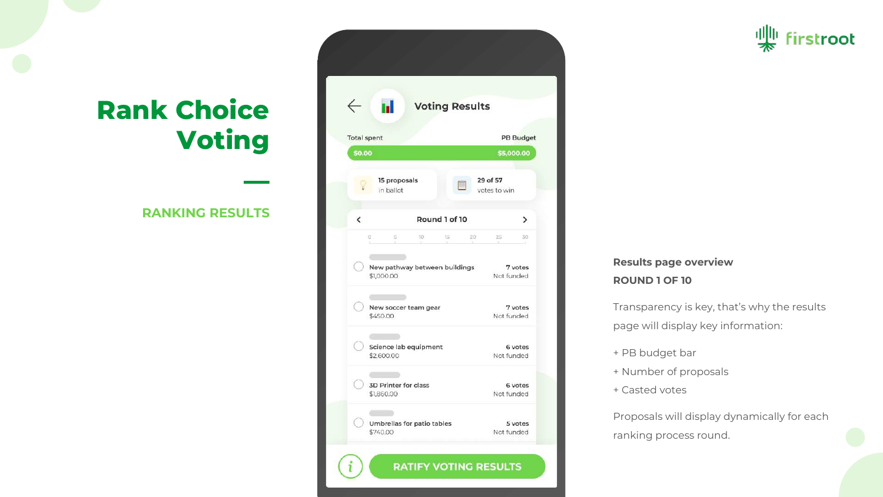# Rank Choice Voting

## RANKING RESULTS

Voting Results

Total spent — PB Budget

$0.00 — $5,000.00

15 proposals in ballot

29 of 57 votes to win

Round 1 of 10

| Proposal | Cost | Votes | Status |
| --- | --- | --- | --- |
| New pathway between buildings | $1,000.00 | 7 votes | Not funded |
| New soccer team gear | $450.00 | 7 votes | Not funded |
| Science lab equipment | $2,600.00 | 6 votes | Not funded |
| 3D Printer for class | $1,860.00 | 6 votes | Not funded |
| Umbrellas for patio tables | $740.00 | 5 votes | Not funded |

RATIFY VOTING RESULTS

**Results page overview**

**ROUND 1 OF 10**

Transparency is key, that's why the results page will display key information:

+ PB budget bar
+ Number of proposals
+ Casted votes

Proposals will display dynamically for each ranking process round.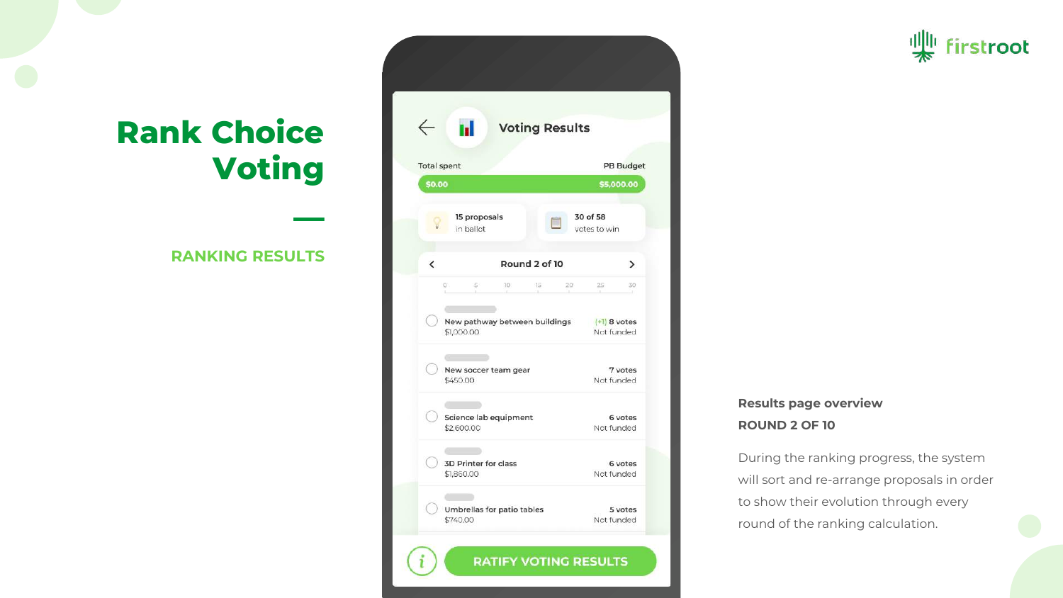# Rank Choice Voting

## RANKING RESULTS

Voting Results

Total spent — PB Budget

$0.00 — $5,000.00

15 proposals in ballot

30 of 58 votes to win

Round 2 of 10

0 5 10 15 20 25 30

| Proposal | Cost | Votes | Status |
| --- | --- | --- | --- |
| New pathway between buildings | $1,000.00 | (+1) 8 votes | Not funded |
| New soccer team gear | $450.00 | 7 votes | Not funded |
| Science lab equipment | $2,600.00 | 6 votes | Not funded |
| 3D Printer for class | $1,860.00 | 6 votes | Not funded |
| Umbrellas for patio tables | $740.00 | 5 votes | Not funded |

RATIFY VOTING RESULTS

**Results page overview**
**ROUND 2 OF 10**

During the ranking progress, the system will sort and re-arrange proposals in order to show their evolution through every round of the ranking calculation.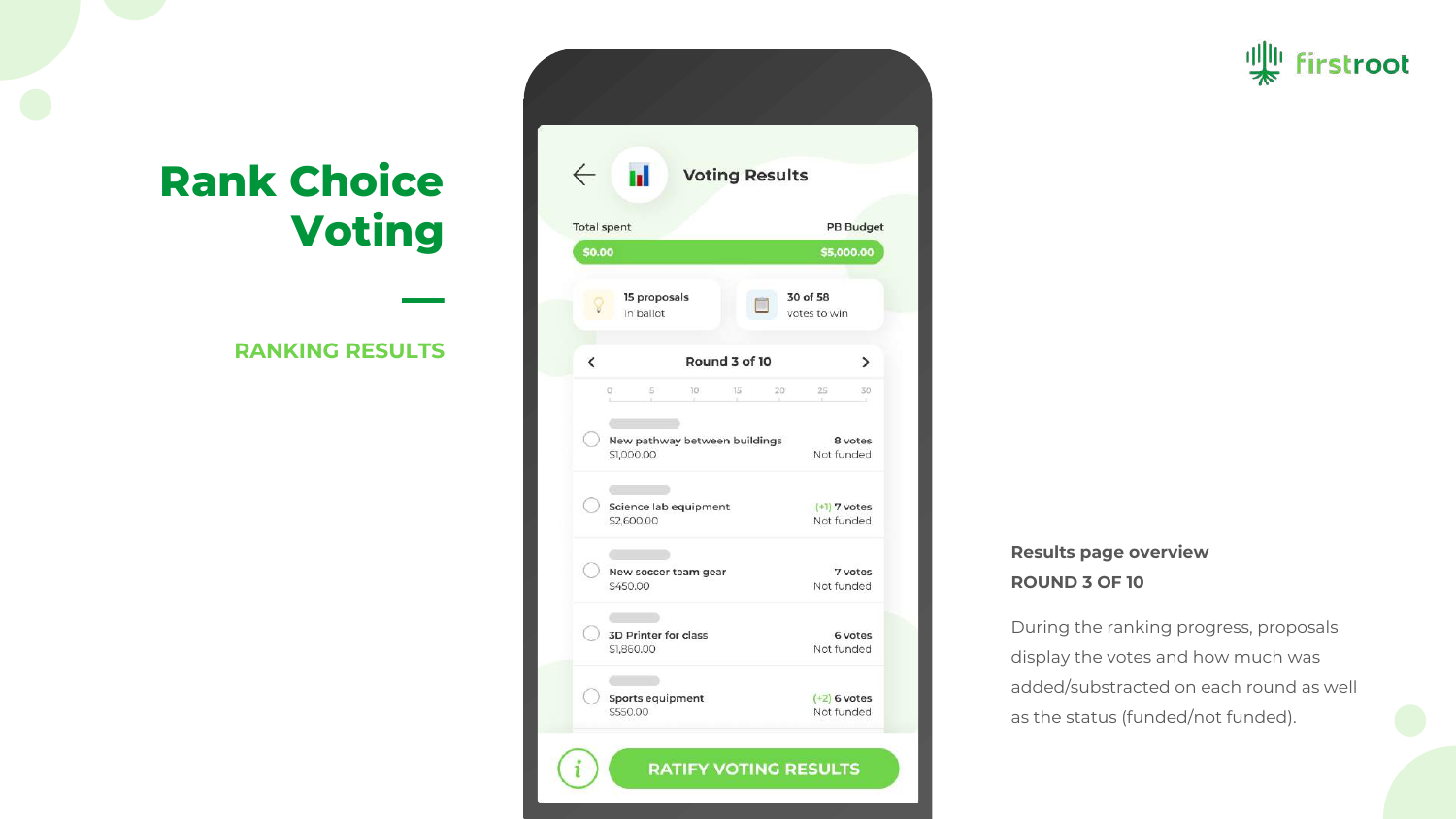# Rank Choice Voting

## RANKING RESULTS

Voting Results

Total spent: $0.00 — PB Budget: $5,000.00

15 proposals in ballot

30 of 58 votes to win

Round 3 of 10

| Proposal | Cost | Votes | Status |
|---|---|---|---|
| New pathway between buildings | $1,000.00 | 8 votes | Not funded |
| Science lab equipment | $2,600.00 | (+1) 7 votes | Not funded |
| New soccer team gear | $450.00 | 7 votes | Not funded |
| 3D Printer for class | $1,860.00 | 6 votes | Not funded |
| Sports equipment | $550.00 | (+2) 6 votes | Not funded |

RATIFY VOTING RESULTS

**Results page overview**
**ROUND 3 OF 10**

During the ranking progress, proposals display the votes and how much was added/substracted on each round as well as the status (funded/not funded).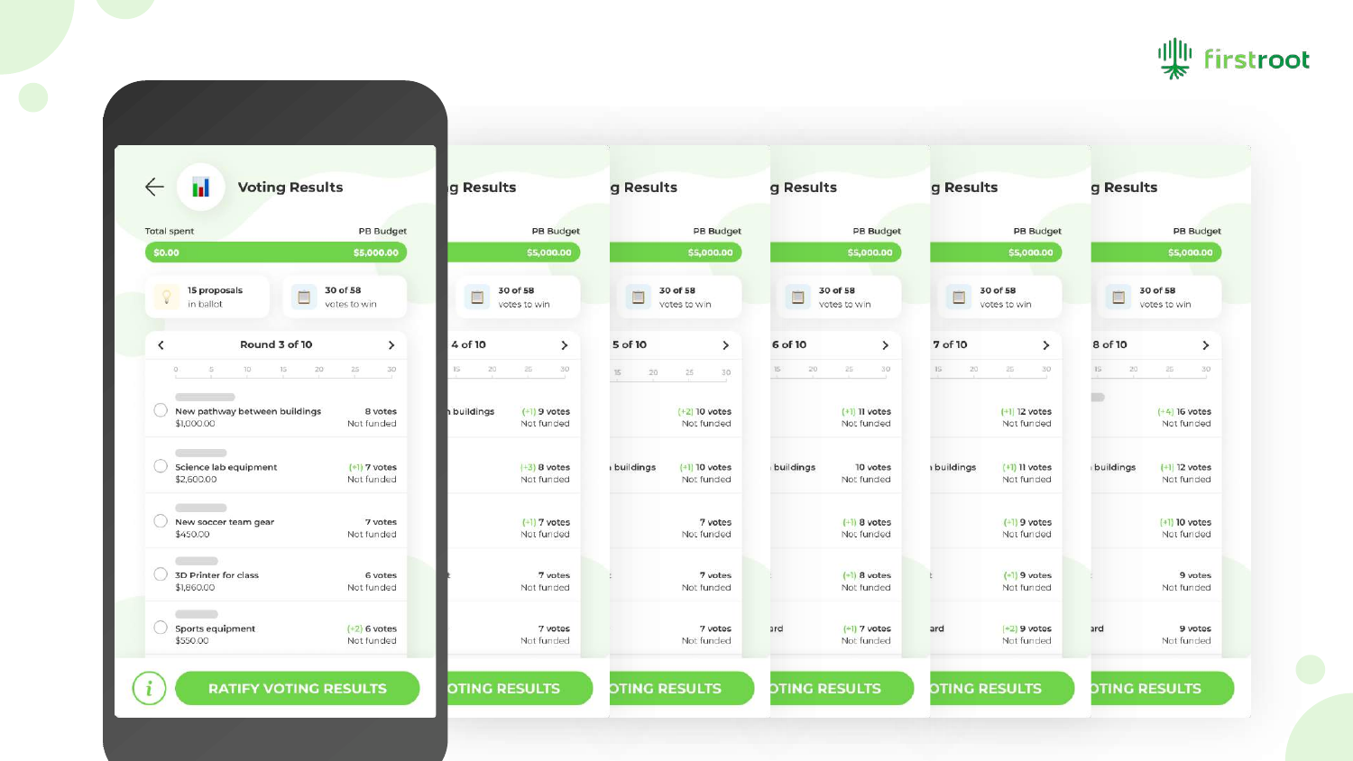firstroot

## Voting Results

| Total spent | PB Budget |
| --- | --- |
| $0.00 | $5,000.00 |

- 15 proposals in ballot
- 30 of 58 votes to win

### Round 3 of 10

0 5 10 15 20 25 30

| Proposal | Cost | Votes | Status |
| --- | --- | --- | --- |
| New pathway between buildings | $1,000.00 | 8 votes | Not funded |
| Science lab equipment | $2,600.00 | (+1) 7 votes | Not funded |
| New soccer team gear | $450.00 | 7 votes | Not funded |
| 3D Printer for class | $1,860.00 | 6 votes | Not funded |
| Sports equipment | $550.00 | (+2) 6 votes | Not funded |

RATIFY VOTING RESULTS

| Row | 4 of 10 | 5 of 10 | 6 of 10 | 7 of 10 | 8 of 10 |
| --- | --- | --- | --- | --- | --- |
| 1 | (+1) 9 votes, Not funded | (+2) 10 votes, Not funded | (+1) 11 votes, Not funded | (+1) 12 votes, Not funded | (+4) 16 votes, Not funded |
| 2 | (+3) 8 votes, Not funded | (+1) 10 votes, Not funded | 10 votes, Not funded | (+1) 11 votes, Not funded | (+1) 12 votes, Not funded |
| 3 | (+1) 7 votes, Not funded | 7 votes, Not funded | (+1) 8 votes, Not funded | (+1) 9 votes, Not funded | (+1) 10 votes, Not funded |
| 4 | 7 votes, Not funded | 7 votes, Not funded | (+1) 8 votes, Not funded | (+1) 9 votes, Not funded | 9 votes, Not funded |
| 5 | 7 votes, Not funded | 7 votes, Not funded | (+1) 7 votes, Not funded | (+2) 9 votes, Not funded | 9 votes, Not funded |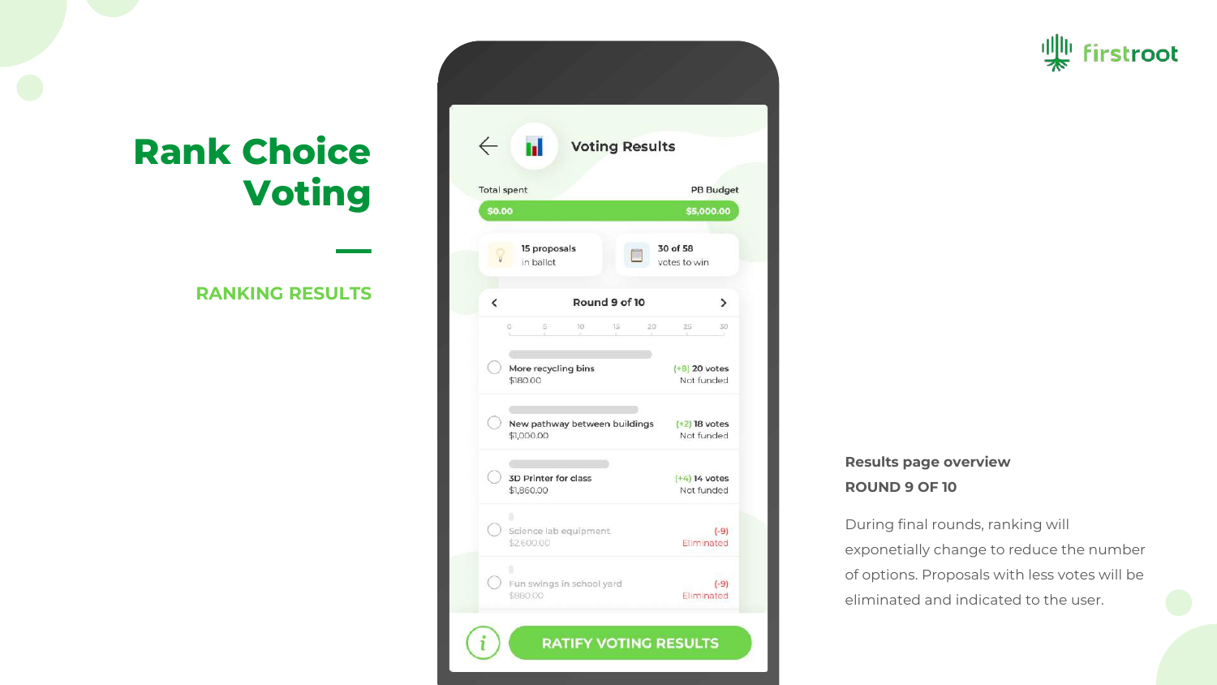# Rank Choice Voting

## RANKING RESULTS

**Voting Results**

Total spent — PB Budget

$0.00 — $5,000.00

15 proposals in ballot

30 of 58 votes to win

Round 9 of 10

| Proposal | Cost | Votes | Status |
| --- | --- | --- | --- |
| More recycling bins | $180.00 | (+8) 20 votes | Not funded |
| New pathway between buildings | $1,000.00 | (+2) 18 votes | Not funded |
| 3D Printer for class | $1,860.00 | (+4) 14 votes | Not funded |
| Science lab equipment | $2,600.00 | (-9) | Eliminated |
| Fun swings in school yard | $880.00 | (-9) | Eliminated |

RATIFY VOTING RESULTS

**Results page overview**

**ROUND 9 OF 10**

During final rounds, ranking will exponetially change to reduce the number of options. Proposals with less votes will be eliminated and indicated to the user.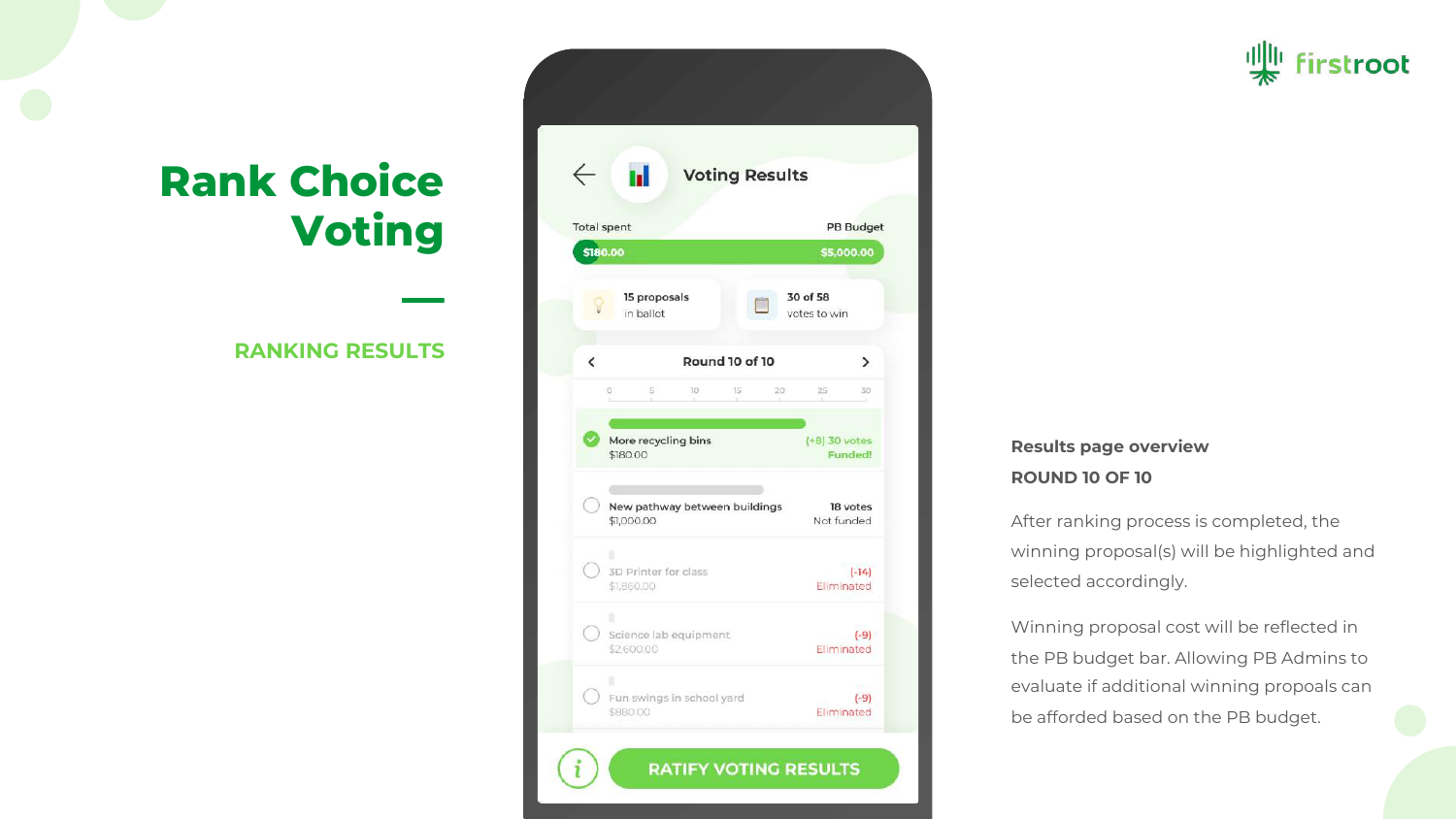# Rank Choice Voting

## RANKING RESULTS

Voting Results

Total spent — PB Budget

$180.00 — $5,000.00

15 proposals in ballot

30 of 58 votes to win

Round 10 of 10

0 5 10 15 20 25 30

| Proposal | Cost | Votes | Status |
|---|---|---|---|
| More recycling bins | $180.00 | (+8) 30 votes | Funded! |
| New pathway between buildings | $1,000.00 | 18 votes | Not funded |
| 3D Printer for class | $1,860.00 | (-14) | Eliminated |
| Science lab equipment | $2,600.00 | (-9) | Eliminated |
| Fun swings in school yard | $880.00 | (-9) | Eliminated |

RATIFY VOTING RESULTS

**Results page overview**

**ROUND 10 OF 10**

After ranking process is completed, the winning proposal(s) will be highlighted and selected accordingly.

Winning proposal cost will be reflected in the PB budget bar. Allowing PB Admins to evaluate if additional winning propoals can be afforded based on the PB budget.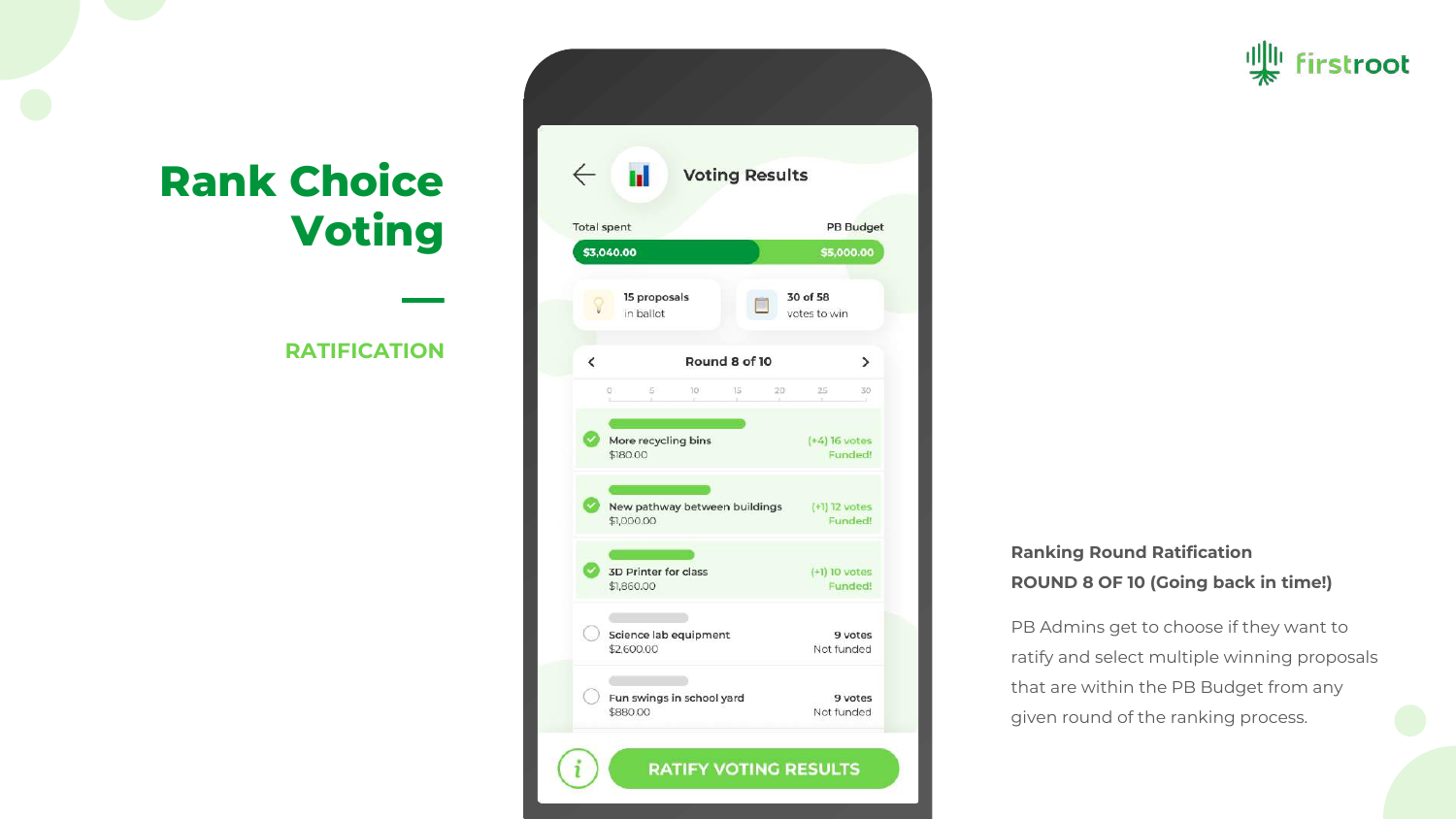# Rank Choice Voting

RATIFICATION

Voting Results

Total spent $3,040.00

PB Budget $5,000.00

15 proposals in ballot

30 of 58 votes to win

Round 8 of 10

| Proposal | Cost | Votes | Status |
|---|---|---|---|
| More recycling bins | $180.00 | (+4) 16 votes | Funded! |
| New pathway between buildings | $1,000.00 | (+1) 12 votes | Funded! |
| 3D Printer for class | $1,860.00 | (+1) 10 votes | Funded! |
| Science lab equipment | $2,600.00 | 9 votes | Not funded |
| Fun swings in school yard | $880.00 | 9 votes | Not funded |

RATIFY VOTING RESULTS

**Ranking Round Ratification**
**ROUND 8 OF 10 (Going back in time!)**

PB Admins get to choose if they want to ratify and select multiple winning proposals that are within the PB Budget from any given round of the ranking process.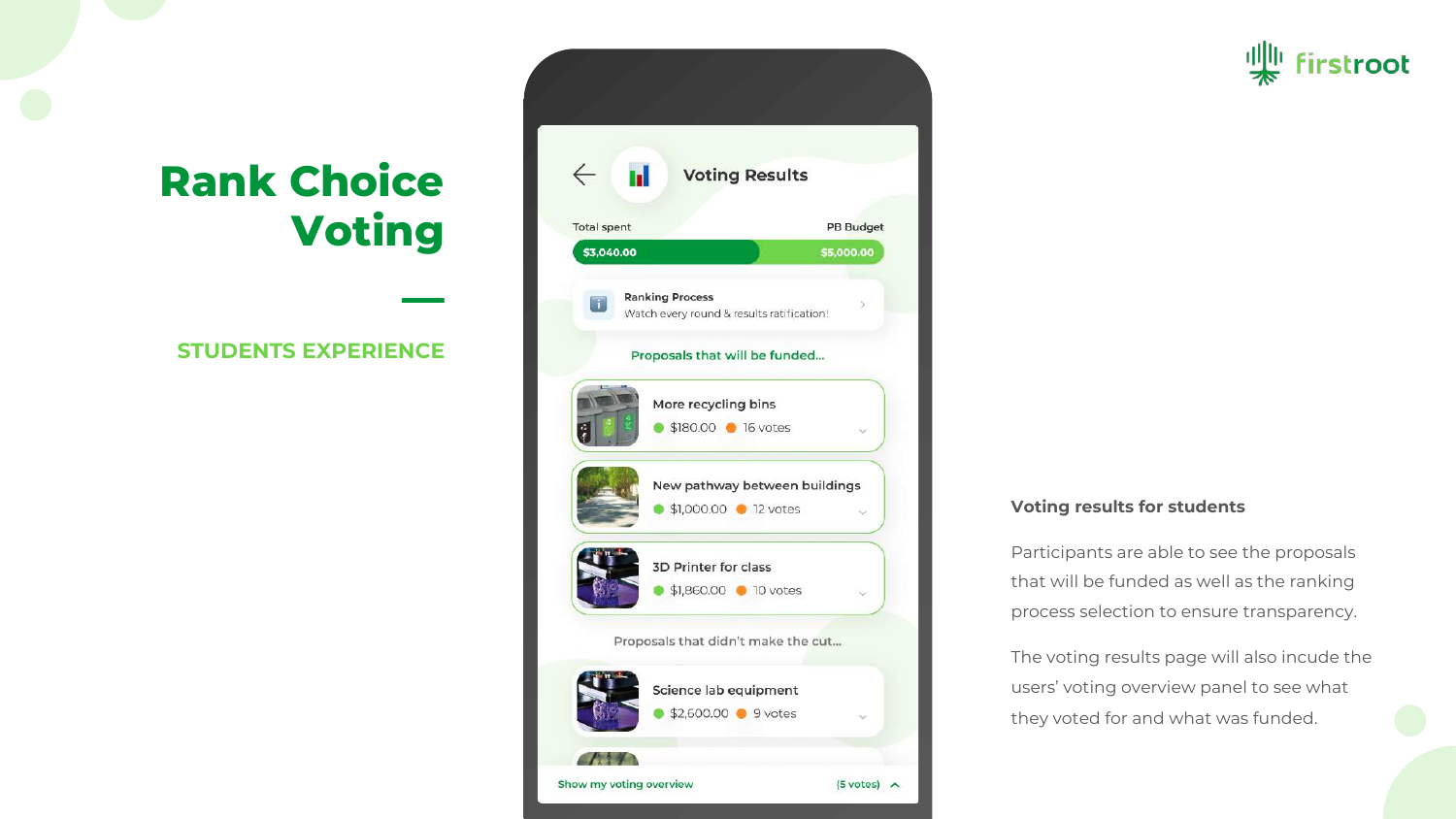# Rank Choice Voting

## STUDENTS EXPERIENCE

Voting Results

Total spent — PB Budget

$3,040.00 — $5,000.00

**Ranking Process**
Watch every round & results ratification!

Proposals that will be funded...

- More recycling bins — $180.00 — 16 votes
- New pathway between buildings — $1,000.00 — 12 votes
- 3D Printer for class — $1,860.00 — 10 votes

Proposals that didn't make the cut...

- Science lab equipment — $2,600.00 — 9 votes

Show my voting overview (5 votes)

**Voting results for students**

Participants are able to see the proposals that will be funded as well as the ranking process selection to ensure transparency.

The voting results page will also incude the users' voting overview panel to see what they voted for and what was funded.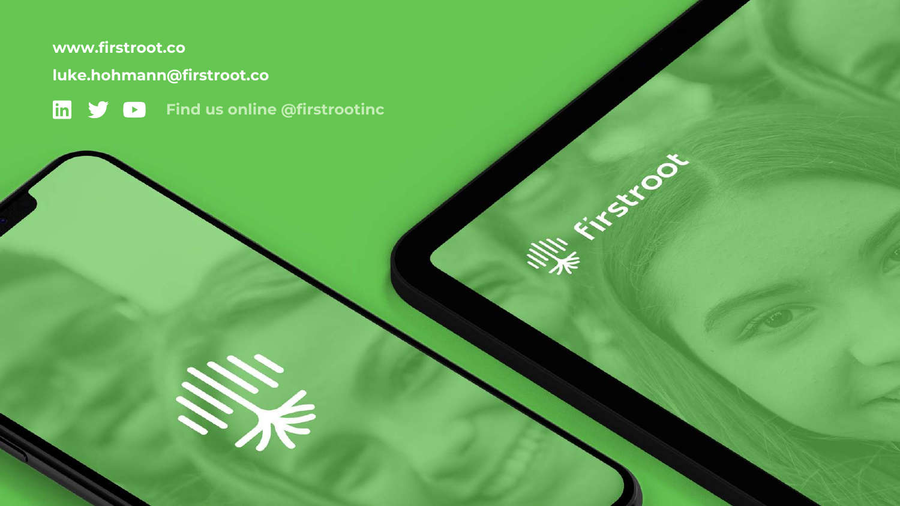**www.firstroot.co**

**luke.hohmann@firstroot.co**

**Find us online @firstrootinc**